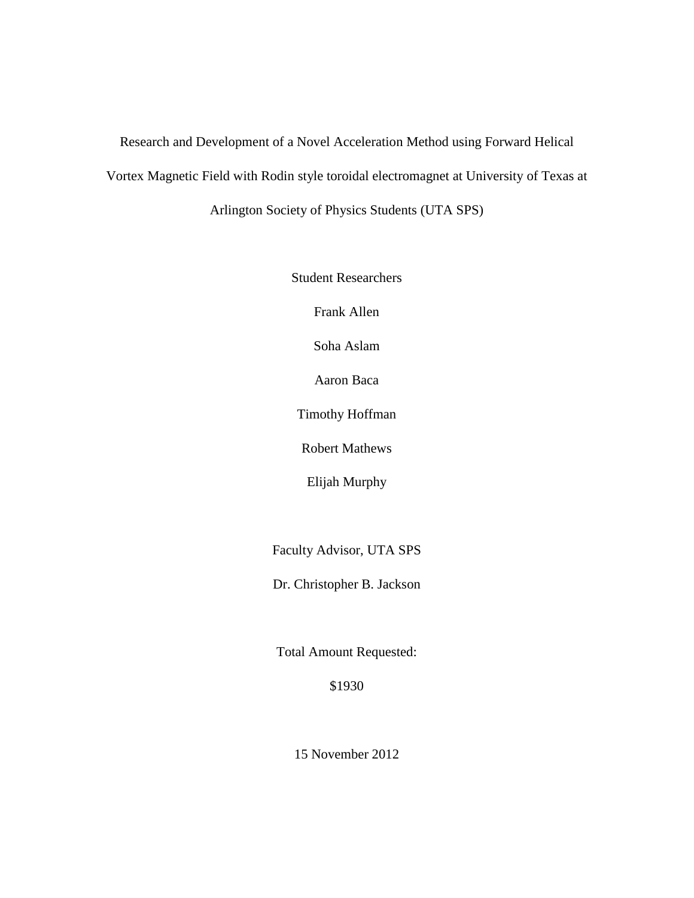# Research and Development of a Novel Acceleration Method using Forward Helical Vortex Magnetic Field with Rodin style toroidal electromagnet at University of Texas at Arlington Society of Physics Students (UTA SPS)

Student Researchers

Frank Allen

Soha Aslam

Aaron Baca

Timothy Hoffman

Robert Mathews

Elijah Murphy

Faculty Advisor, UTA SPS

Dr. Christopher B. Jackson

Total Amount Requested:

$1930

15 November 2012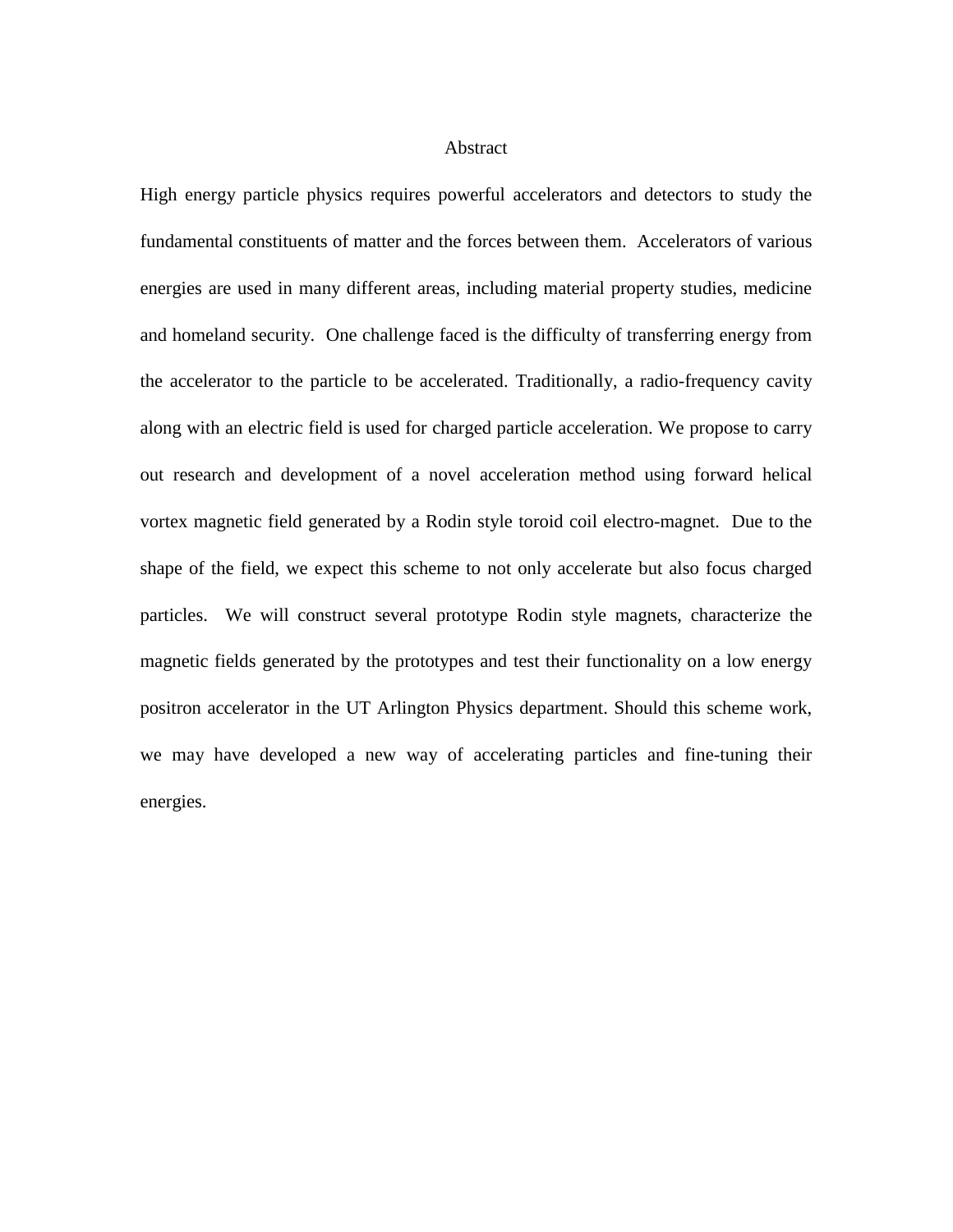# Abstract

High energy particle physics requires powerful accelerators and detectors to study the fundamental constituents of matter and the forces between them. Accelerators of various energies are used in many different areas, including material property studies, medicine and homeland security. One challenge faced is the difficulty of transferring energy from the accelerator to the particle to be accelerated. Traditionally, a radio-frequency cavity along with an electric field is used for charged particle acceleration. We propose to carry out research and development of a novel acceleration method using forward helical vortex magnetic field generated by a Rodin style toroid coil electro-magnet. Due to the shape of the field, we expect this scheme to not only accelerate but also focus charged particles. We will construct several prototype Rodin style magnets, characterize the magnetic fields generated by the prototypes and test their functionality on a low energy positron accelerator in the UT Arlington Physics department. Should this scheme work, we may have developed a new way of accelerating particles and fine-tuning their energies.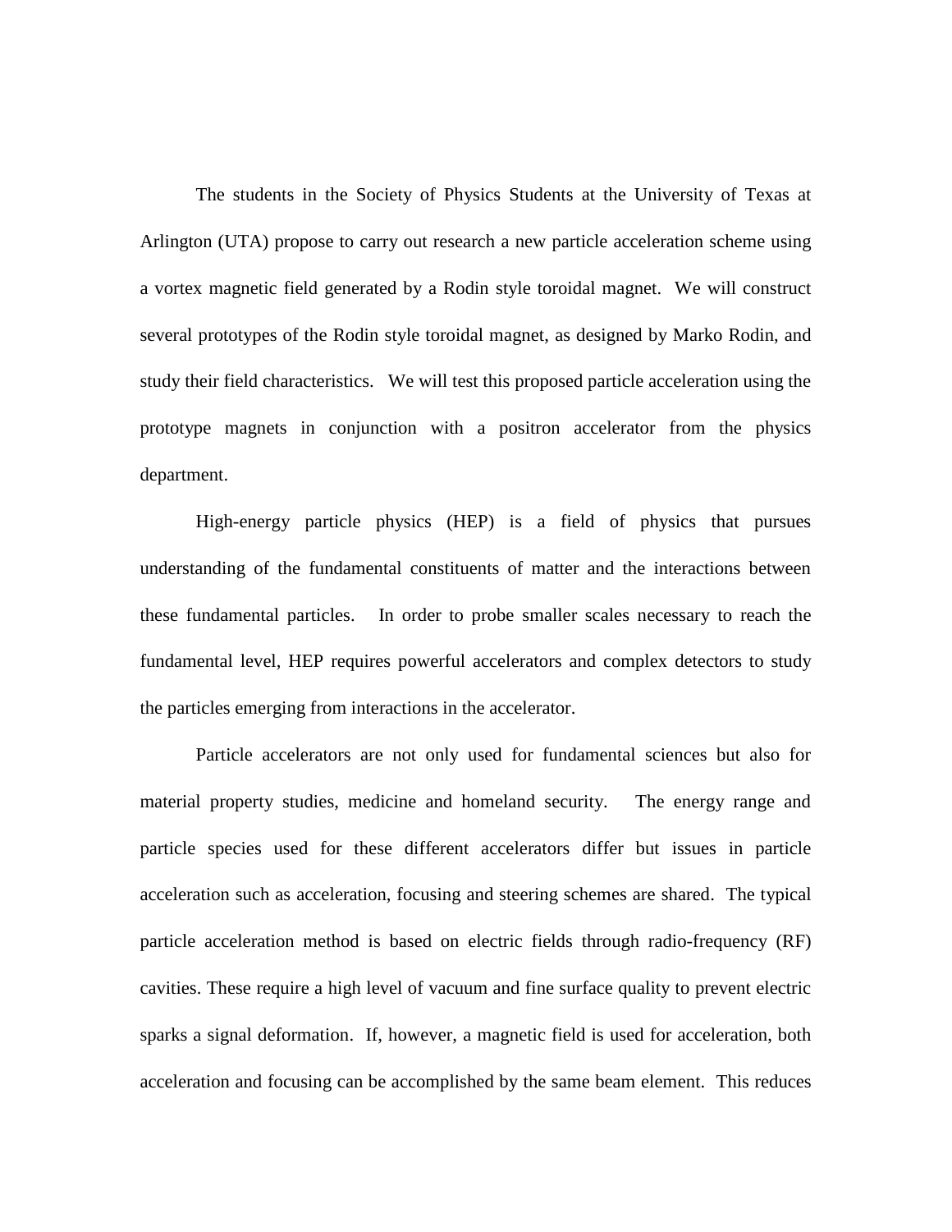The students in the Society of Physics Students at the University of Texas at Arlington (UTA) propose to carry out research a new particle acceleration scheme using a vortex magnetic field generated by a Rodin style toroidal magnet. We will construct several prototypes of the Rodin style toroidal magnet, as designed by Marko Rodin, and study their field characteristics. We will test this proposed particle acceleration using the prototype magnets in conjunction with a positron accelerator from the physics department.

High-energy particle physics (HEP) is a field of physics that pursues understanding of the fundamental constituents of matter and the interactions between these fundamental particles. In order to probe smaller scales necessary to reach the fundamental level, HEP requires powerful accelerators and complex detectors to study the particles emerging from interactions in the accelerator.

Particle accelerators are not only used for fundamental sciences but also for material property studies, medicine and homeland security. The energy range and particle species used for these different accelerators differ but issues in particle acceleration such as acceleration, focusing and steering schemes are shared. The typical particle acceleration method is based on electric fields through radio-frequency (RF) cavities. These require a high level of vacuum and fine surface quality to prevent electric sparks a signal deformation. If, however, a magnetic field is used for acceleration, both acceleration and focusing can be accomplished by the same beam element. This reduces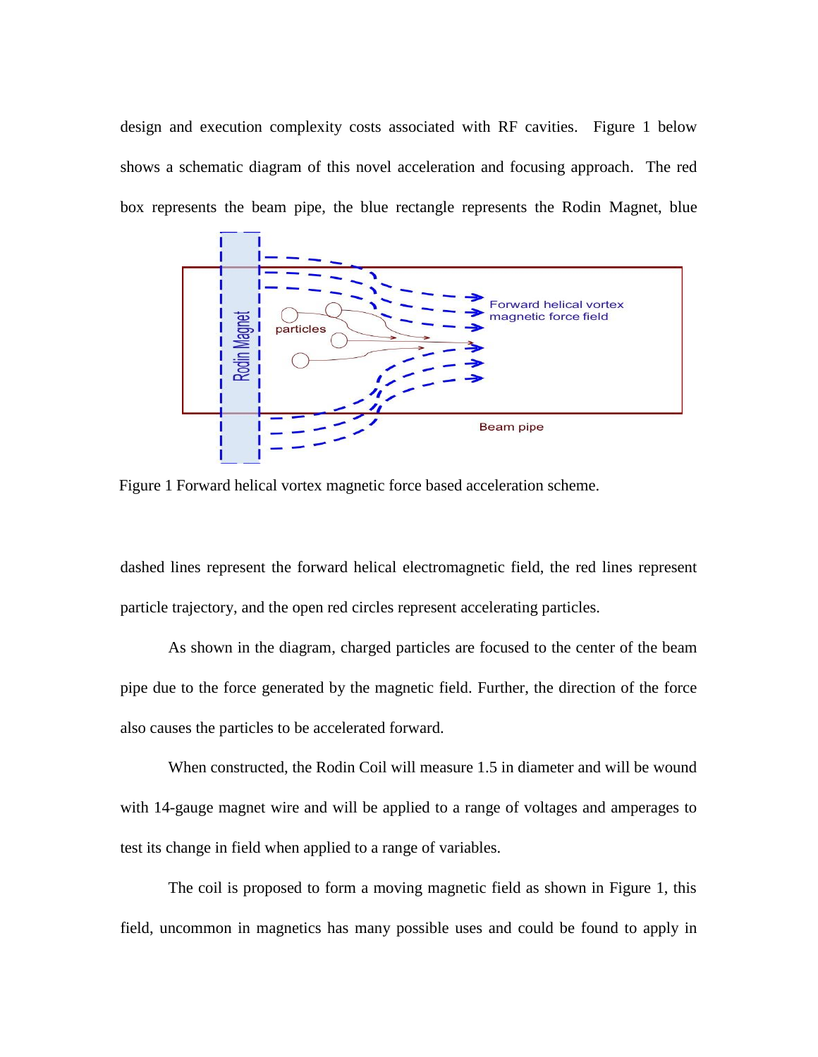design and execution complexity costs associated with RF cavities. Figure 1 below shows a schematic diagram of this novel acceleration and focusing approach. The red box represents the beam pipe, the blue rectangle represents the Rodin Magnet, blue

Figure 1 Forward helical vortex magnetic force based acceleration scheme.

dashed lines represent the forward helical electromagnetic field, the red lines represent particle trajectory, and the open red circles represent accelerating particles.

As shown in the diagram, charged particles are focused to the center of the beam pipe due to the force generated by the magnetic field. Further, the direction of the force also causes the particles to be accelerated forward.

When constructed, the Rodin Coil will measure 1.5 in diameter and will be wound with 14-gauge magnet wire and will be applied to a range of voltages and amperages to test its change in field when applied to a range of variables.

The coil is proposed to form a moving magnetic field as shown in Figure 1, this field, uncommon in magnetics has many possible uses and could be found to apply in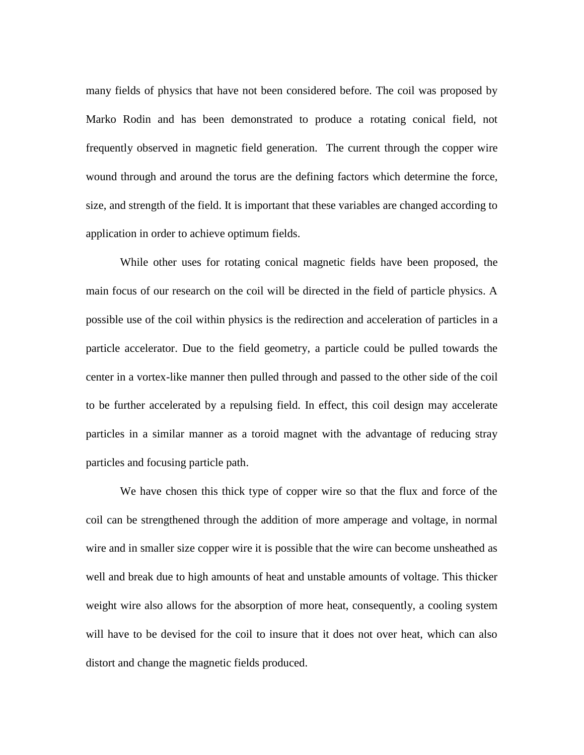many fields of physics that have not been considered before. The coil was proposed by Marko Rodin and has been demonstrated to produce a rotating conical field, not frequently observed in magnetic field generation. The current through the copper wire wound through and around the torus are the defining factors which determine the force, size, and strength of the field. It is important that these variables are changed according to application in order to achieve optimum fields.

While other uses for rotating conical magnetic fields have been proposed, the main focus of our research on the coil will be directed in the field of particle physics. A possible use of the coil within physics is the redirection and acceleration of particles in a particle accelerator. Due to the field geometry, a particle could be pulled towards the center in a vortex-like manner then pulled through and passed to the other side of the coil to be further accelerated by a repulsing field. In effect, this coil design may accelerate particles in a similar manner as a toroid magnet with the advantage of reducing stray particles and focusing particle path.

We have chosen this thick type of copper wire so that the flux and force of the coil can be strengthened through the addition of more amperage and voltage, in normal wire and in smaller size copper wire it is possible that the wire can become unsheathed as well and break due to high amounts of heat and unstable amounts of voltage. This thicker weight wire also allows for the absorption of more heat, consequently, a cooling system will have to be devised for the coil to insure that it does not over heat, which can also distort and change the magnetic fields produced.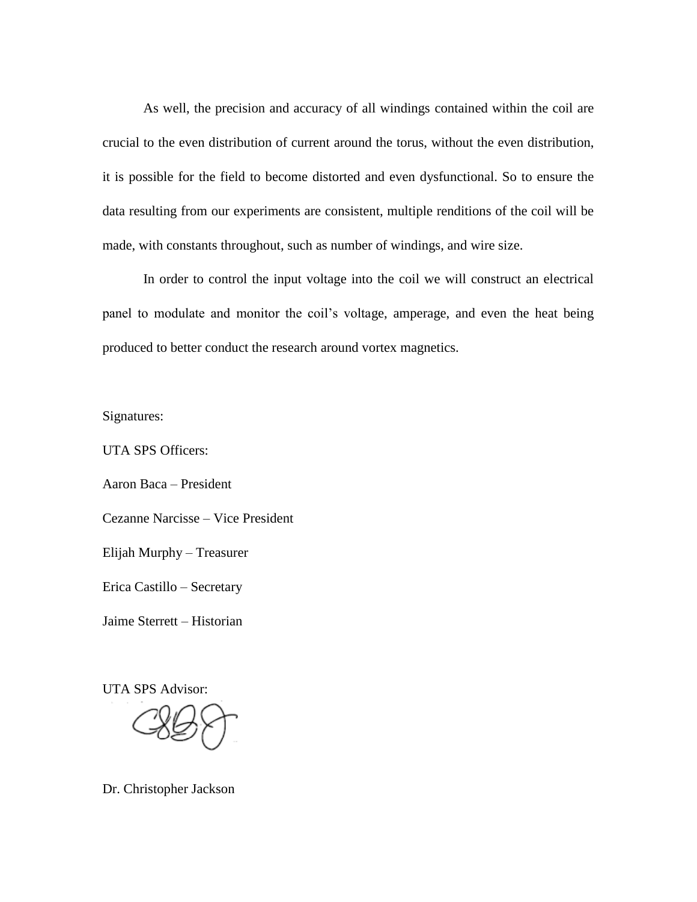As well, the precision and accuracy of all windings contained within the coil are crucial to the even distribution of current around the torus, without the even distribution, it is possible for the field to become distorted and even dysfunctional. So to ensure the data resulting from our experiments are consistent, multiple renditions of the coil will be made, with constants throughout, such as number of windings, and wire size.

In order to control the input voltage into the coil we will construct an electrical panel to modulate and monitor the coil's voltage, amperage, and even the heat being produced to better conduct the research around vortex magnetics.

Signatures:

UTA SPS Officers:

Aaron Baca – President

Cezanne Narcisse – Vice President

Elijah Murphy – Treasurer

Erica Castillo – Secretary

Jaime Sterrett – Historian

UTA SPS Advisor:

Dr. Christopher Jackson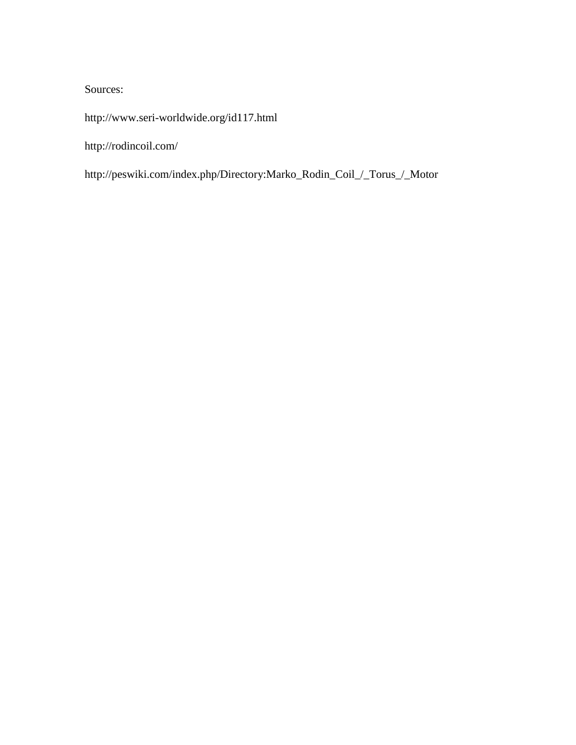Sources:

http://www.seri-worldwide.org/id117.html

http://rodincoil.com/

http://peswiki.com/index.php/Directory:Marko_Rodin_Coil_/_Torus_/_Motor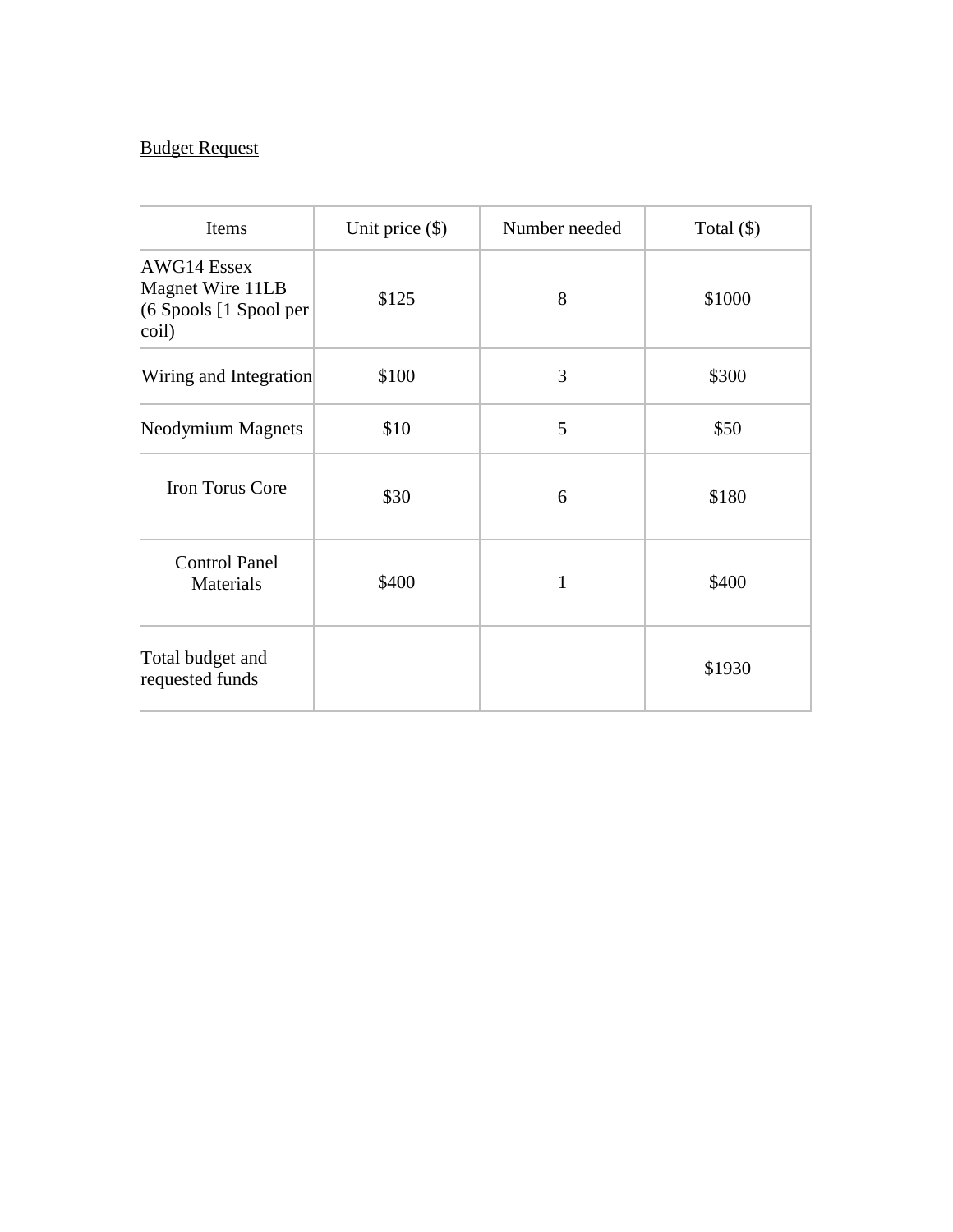Budget Request

| Items | Unit price ($) | Number needed | Total ($) |
|---|---|---|---|
| AWG14 Essex Magnet Wire 11LB (6 Spools [1 Spool per coil) | $125 | 8 | $1000 |
| Wiring and Integration | $100 | 3 | $300 |
| Neodymium Magnets | $10 | 5 | $50 |
| Iron Torus Core | $30 | 6 | $180 |
| Control Panel Materials | $400 | 1 | $400 |
| Total budget and requested funds | | | $1930 |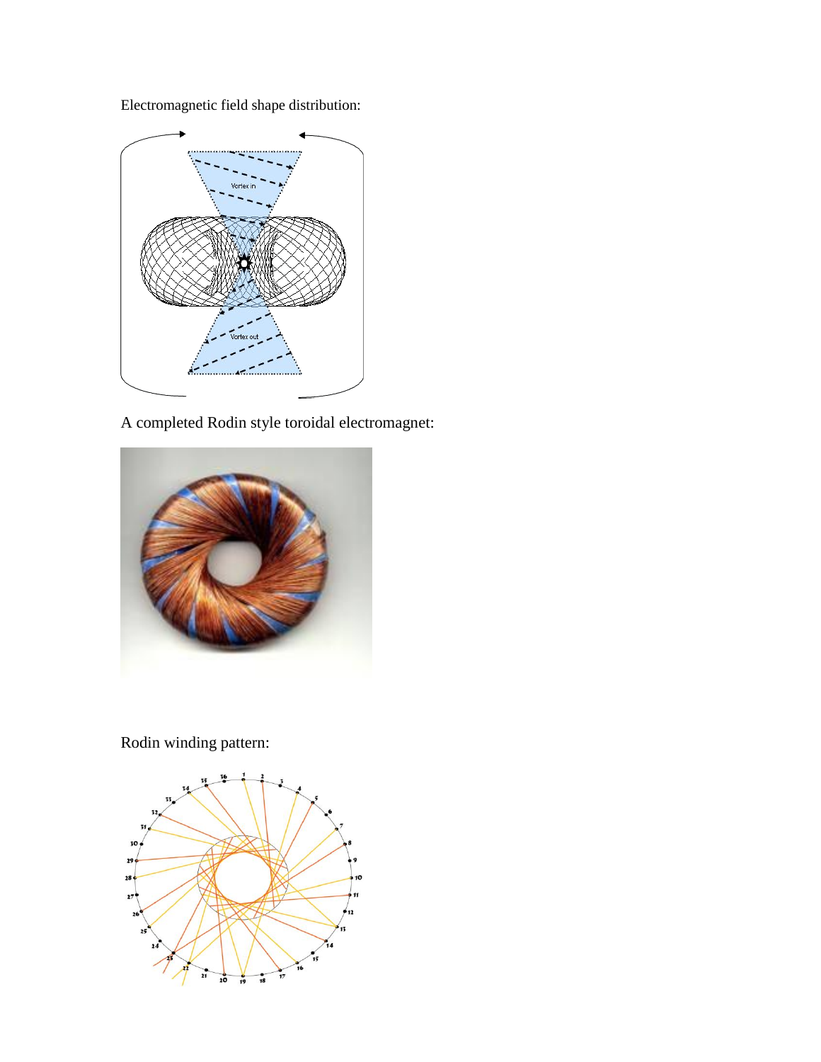Electromagnetic field shape distribution:

Vortex in

Vortex out

A completed Rodin style toroidal electromagnet:

Rodin winding pattern: